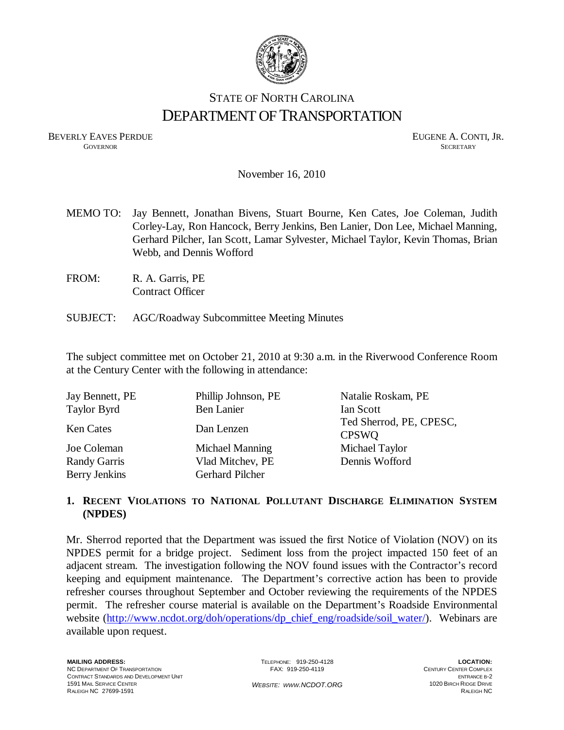STATE OF NORTH CAROLINA

# DEPARTMENT OF TRANSPORTATION

BEVERLY EAVES PERDUE
GOVERNOR

EUGENE A. CONTI, JR.
SECRETARY

November 16, 2010

MEMO TO: Jay Bennett, Jonathan Bivens, Stuart Bourne, Ken Cates, Joe Coleman, Judith Corley-Lay, Ron Hancock, Berry Jenkins, Ben Lanier, Don Lee, Michael Manning, Gerhard Pilcher, Ian Scott, Lamar Sylvester, Michael Taylor, Kevin Thomas, Brian Webb, and Dennis Wofford

FROM: R. A. Garris, PE
Contract Officer

SUBJECT: AGC/Roadway Subcommittee Meeting Minutes

The subject committee met on October 21, 2010 at 9:30 a.m. in the Riverwood Conference Room at the Century Center with the following in attendance:

| | | |
|---|---|---|
| Jay Bennett, PE | Phillip Johnson, PE | Natalie Roskam, PE |
| Taylor Byrd | Ben Lanier | Ian Scott |
| Ken Cates | Dan Lenzen | Ted Sherrod, PE, CPESC, CPSWQ |
| Joe Coleman | Michael Manning | Michael Taylor |
| Randy Garris | Vlad Mitchev, PE | Dennis Wofford |
| Berry Jenkins | Gerhard Pilcher | |

## 1. RECENT VIOLATIONS TO NATIONAL POLLUTANT DISCHARGE ELIMINATION SYSTEM (NPDES)

Mr. Sherrod reported that the Department was issued the first Notice of Violation (NOV) on its NPDES permit for a bridge project. Sediment loss from the project impacted 150 feet of an adjacent stream. The investigation following the NOV found issues with the Contractor's record keeping and equipment maintenance. The Department's corrective action has been to provide refresher courses throughout September and October reviewing the requirements of the NPDES permit. The refresher course material is available on the Department's Roadside Environmental website (http://www.ncdot.org/doh/operations/dp_chief_eng/roadside/soil_water/). Webinars are available upon request.

**MAILING ADDRESS:**
NC DEPARTMENT OF TRANSPORTATION
CONTRACT STANDARDS AND DEVELOPMENT UNIT
1591 MAIL SERVICE CENTER
RALEIGH NC 27699-1591

TELEPHONE: 919-250-4128
FAX: 919-250-4119

WEBSITE: WWW.NCDOT.ORG

**LOCATION:**
CENTURY CENTER COMPLEX
ENTRANCE B-2
1020 BIRCH RIDGE DRIVE
RALEIGH NC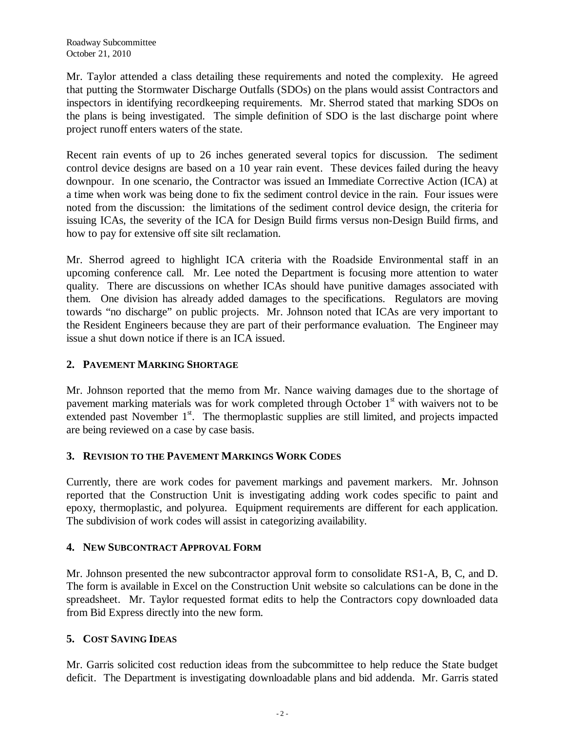Mr. Taylor attended a class detailing these requirements and noted the complexity. He agreed that putting the Stormwater Discharge Outfalls (SDOs) on the plans would assist Contractors and inspectors in identifying recordkeeping requirements. Mr. Sherrod stated that marking SDOs on the plans is being investigated. The simple definition of SDO is the last discharge point where project runoff enters waters of the state.

Recent rain events of up to 26 inches generated several topics for discussion. The sediment control device designs are based on a 10 year rain event. These devices failed during the heavy downpour. In one scenario, the Contractor was issued an Immediate Corrective Action (ICA) at a time when work was being done to fix the sediment control device in the rain. Four issues were noted from the discussion: the limitations of the sediment control device design, the criteria for issuing ICAs, the severity of the ICA for Design Build firms versus non-Design Build firms, and how to pay for extensive off site silt reclamation.

Mr. Sherrod agreed to highlight ICA criteria with the Roadside Environmental staff in an upcoming conference call. Mr. Lee noted the Department is focusing more attention to water quality. There are discussions on whether ICAs should have punitive damages associated with them. One division has already added damages to the specifications. Regulators are moving towards "no discharge" on public projects. Mr. Johnson noted that ICAs are very important to the Resident Engineers because they are part of their performance evaluation. The Engineer may issue a shut down notice if there is an ICA issued.

## 2. Pavement Marking Shortage

Mr. Johnson reported that the memo from Mr. Nance waiving damages due to the shortage of pavement marking materials was for work completed through October 1st with waivers not to be extended past November 1st. The thermoplastic supplies are still limited, and projects impacted are being reviewed on a case by case basis.

## 3. Revision to the Pavement Markings Work Codes

Currently, there are work codes for pavement markings and pavement markers. Mr. Johnson reported that the Construction Unit is investigating adding work codes specific to paint and epoxy, thermoplastic, and polyurea. Equipment requirements are different for each application. The subdivision of work codes will assist in categorizing availability.

## 4. New Subcontract Approval Form

Mr. Johnson presented the new subcontractor approval form to consolidate RS1-A, B, C, and D. The form is available in Excel on the Construction Unit website so calculations can be done in the spreadsheet. Mr. Taylor requested format edits to help the Contractors copy downloaded data from Bid Express directly into the new form.

## 5. Cost Saving Ideas

Mr. Garris solicited cost reduction ideas from the subcommittee to help reduce the State budget deficit. The Department is investigating downloadable plans and bid addenda. Mr. Garris stated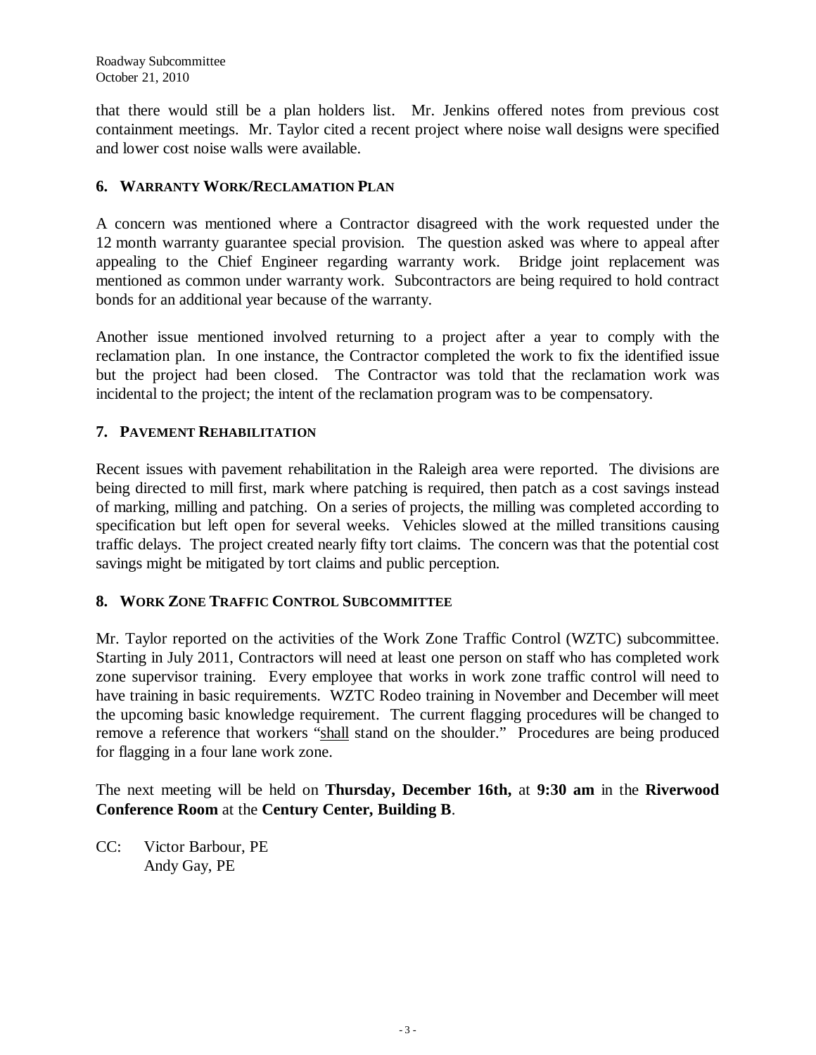that there would still be a plan holders list. Mr. Jenkins offered notes from previous cost containment meetings. Mr. Taylor cited a recent project where noise wall designs were specified and lower cost noise walls were available.

## 6. Warranty Work/Reclamation Plan

A concern was mentioned where a Contractor disagreed with the work requested under the 12 month warranty guarantee special provision. The question asked was where to appeal after appealing to the Chief Engineer regarding warranty work. Bridge joint replacement was mentioned as common under warranty work. Subcontractors are being required to hold contract bonds for an additional year because of the warranty.

Another issue mentioned involved returning to a project after a year to comply with the reclamation plan. In one instance, the Contractor completed the work to fix the identified issue but the project had been closed. The Contractor was told that the reclamation work was incidental to the project; the intent of the reclamation program was to be compensatory.

## 7. Pavement Rehabilitation

Recent issues with pavement rehabilitation in the Raleigh area were reported. The divisions are being directed to mill first, mark where patching is required, then patch as a cost savings instead of marking, milling and patching. On a series of projects, the milling was completed according to specification but left open for several weeks. Vehicles slowed at the milled transitions causing traffic delays. The project created nearly fifty tort claims. The concern was that the potential cost savings might be mitigated by tort claims and public perception.

## 8. Work Zone Traffic Control Subcommittee

Mr. Taylor reported on the activities of the Work Zone Traffic Control (WZTC) subcommittee. Starting in July 2011, Contractors will need at least one person on staff who has completed work zone supervisor training. Every employee that works in work zone traffic control will need to have training in basic requirements. WZTC Rodeo training in November and December will meet the upcoming basic knowledge requirement. The current flagging procedures will be changed to remove a reference that workers "<u>shall</u> stand on the shoulder." Procedures are being produced for flagging in a four lane work zone.

The next meeting will be held on **Thursday, December 16th,** at **9:30 am** in the **Riverwood Conference Room** at the **Century Center, Building B**.

CC: Victor Barbour, PE
Andy Gay, PE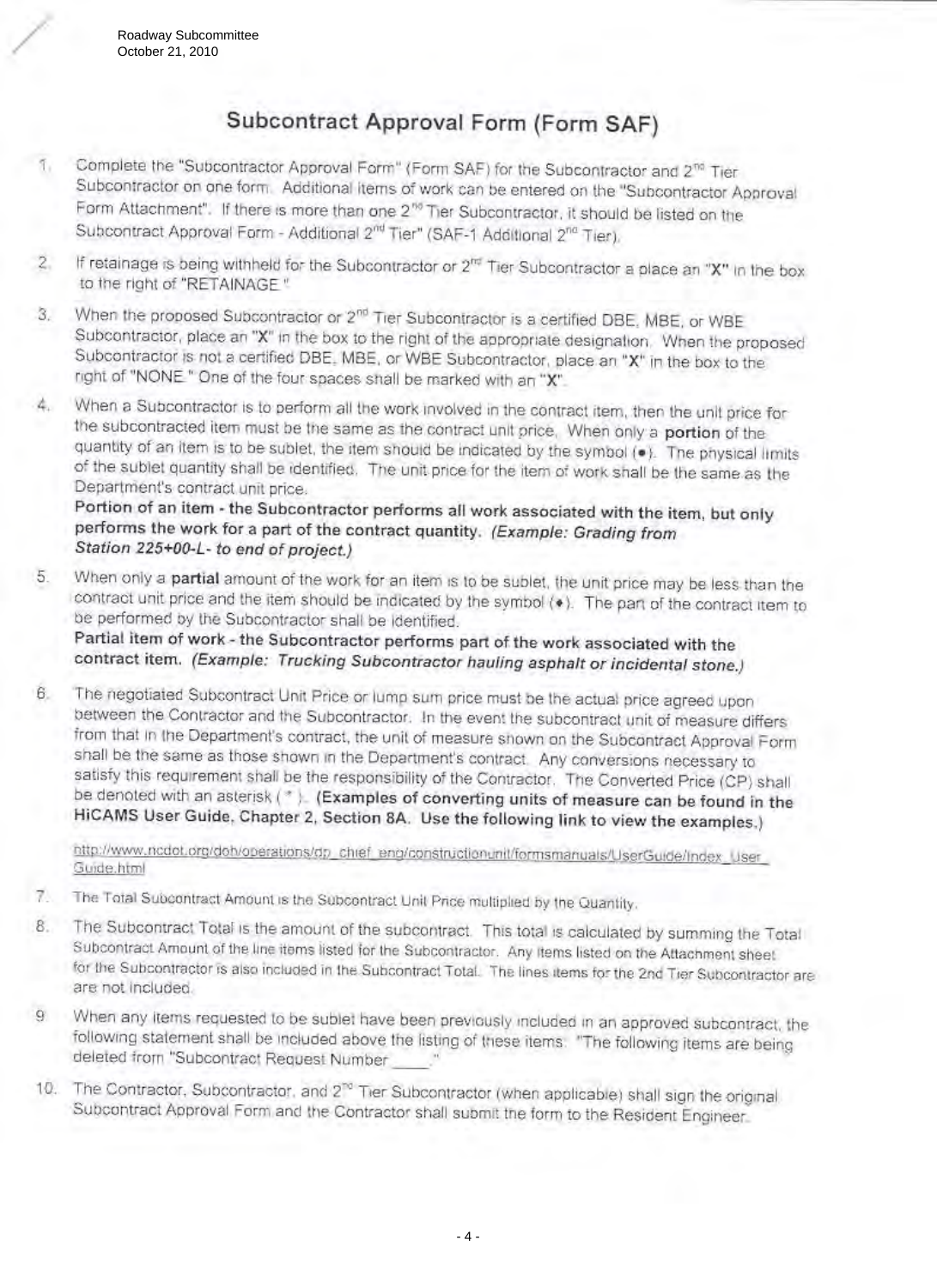Roadway Subcommittee
October 21, 2010

# Subcontract Approval Form (Form SAF)

1. Complete the "Subcontractor Approval Form" (Form SAF) for the Subcontractor and 2nd Tier Subcontractor on one form. Additional items of work can be entered on the "Subcontractor Approval Form Attachment". If there is more than one 2nd Tier Subcontractor, it should be listed on the Subcontract Approval Form - Additional 2nd Tier" (SAF-1 Additional 2nd Tier).

2. If retainage is being withheld for the Subcontractor or 2nd Tier Subcontractor a place an "X" in the box to the right of "RETAINAGE."

3. When the proposed Subcontractor or 2nd Tier Subcontractor is a certified DBE, MBE, or WBE Subcontractor, place an "X" in the box to the right of the appropriate designation. When the proposed Subcontractor is not a certified DBE, MBE, or WBE Subcontractor, place an "X" in the box to the right of "NONE." One of the four spaces shall be marked with an "X".

4. When a Subcontractor is to perform all the work involved in the contract item, then the unit price for the subcontracted item must be the same as the contract unit price. When only a **portion** of the quantity of an item is to be sublet, the item should be indicated by the symbol (•). The physical limits of the sublet quantity shall be identified. The unit price for the item of work shall be the same as the Department's contract unit price.
   **Portion of an item - the Subcontractor performs all work associated with the item, but only performs the work for a part of the contract quantity.** ***(Example: Grading from Station 225+00-L- to end of project.)***

5. When only a **partial** amount of the work for an item is to be sublet, the unit price may be less than the contract unit price and the item should be indicated by the symbol (♦). The part of the contract item to be performed by the Subcontractor shall be identified.
   **Partial item of work - the Subcontractor performs part of the work associated with the contract item.** ***(Example: Trucking Subcontractor hauling asphalt or incidental stone.)***

6. The negotiated Subcontract Unit Price or lump sum price must be the actual price agreed upon between the Contractor and the Subcontractor. In the event the subcontract unit of measure differs from that in the Department's contract, the unit of measure shown on the Subcontract Approval Form shall be the same as those shown in the Department's contract. Any conversions necessary to satisfy this requirement shall be the responsibility of the Contractor. The Converted Price (CP) shall be denoted with an asterisk ( * ). **(Examples of converting units of measure can be found in the HiCAMS User Guide, Chapter 2, Section 8A. Use the following link to view the examples.)**

   http://www.ncdot.org/doh/operations/dp_chief_eng/constructionunit/formsmanuals/UserGuide/Index_User_Guide.html

7. The Total Subcontract Amount is the Subcontract Unit Price multiplied by the Quantity.

8. The Subcontract Total is the amount of the subcontract. This total is calculated by summing the Total Subcontract Amount of the line items listed for the Subcontractor. Any items listed on the Attachment sheet for the Subcontractor is also included in the Subcontract Total. The lines items for the 2nd Tier Subcontractor are not included.

9. When any items requested to be sublet have been previously included in an approved subcontract, the following statement shall be included above the listing of these items: "The following items are being deleted from "Subcontract Request Number ____."

10. The Contractor, Subcontractor, and 2nd Tier Subcontractor (when applicable) shall sign the original Subcontract Approval Form and the Contractor shall submit the form to the Resident Engineer.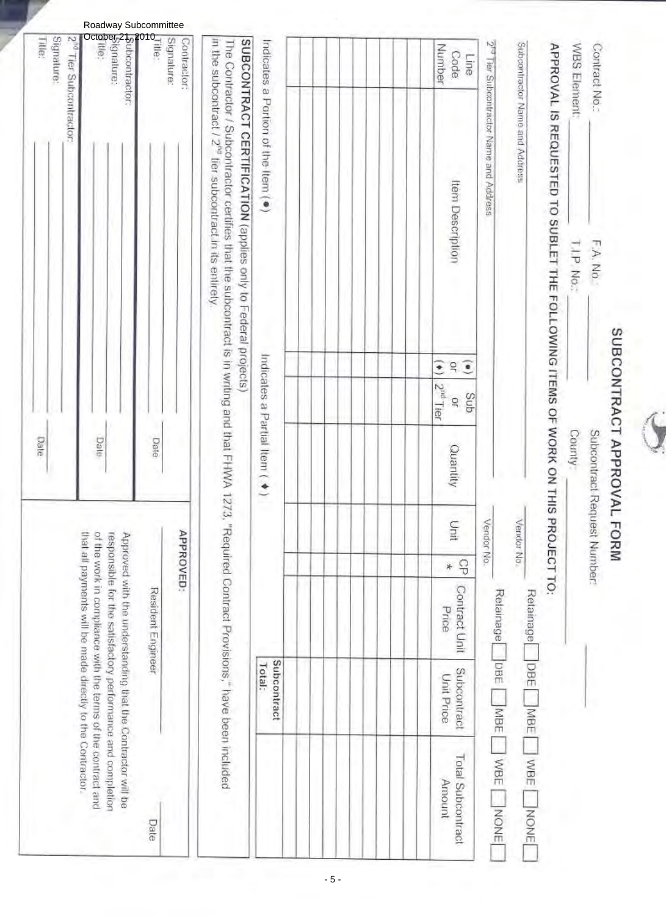# SUBCONTRACT APPROVAL FORM

Contract No.: ______ F.A. No.: ______ Subcontract Request Number: ______

WBS Element: ______ T.I.P. No.: ______ County: ______

## APPROVAL IS REQUESTED TO SUBLET THE FOLLOWING ITEMS OF WORK ON THIS PROJECT TO:

Subcontractor Name and Address ______ Vendor No. ______ Retainage ☐ DBE ☐ MBE ☐ WBE ☐ NONE ☐

2nd Tier Subcontractor Name and Address ______ Vendor No. ______ Retainage ☐ DBE ☐ MBE ☐ WBE ☐ NONE ☐

| Line Code Number | Item Description | (●) or (◆) | Sub or 2nd Tier | Quantity | Unit | CP * | Contract Unit Price | Subcontract Unit Price | Total Subcontract Amount |
|---|---|---|---|---|---|---|---|---|---|
| | | | | | | | | | |
| | | | | | | | | | |
| | | | | | | | | | |
| | | | | | | | | | |
| | | | | | | | | | |
| | | | | | | | | | |
| | | | | | | | | | |
| | | | | | | | | | |
| | | | | | | | | | |
| | | | | | | | | | |
| | | | | | | | | | |
| | | | | | | | | Subcontract Total: | |

Indicates a Portion of the Item (●) Indicates a Partial Item (◆)

**SUBCONTRACT CERTIFICATION** (applies only to Federal projects)

The Contractor / Subcontractor certifies that the subcontract is in writing and that FHWA 1273, "Required Contract Provisions," have been included in the subcontract / 2nd tier subcontract in its entirety.

Contractor: ______
Signature: ______
Title: ______ Date ______

Subcontractor: ______
Signature: ______
Title: ______ Date ______

2nd Tier Subcontractor: ______
Signature: ______
Title: ______ Date ______

**APPROVED:**

______ Resident Engineer ______ Date

Approved with the understanding that the Contractor will be responsible for the satisfactory performance and completion of the work in compliance with the terms of the contract and that all payments will be made directly to the Contractor.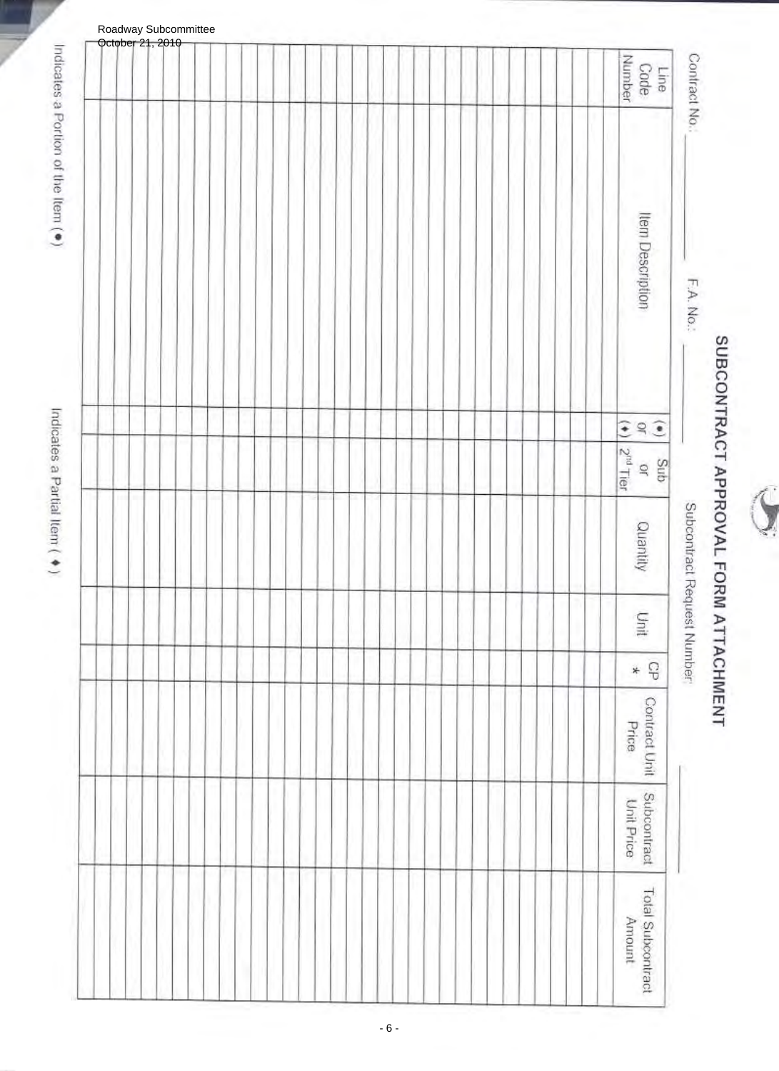# SUBCONTRACT APPROVAL FORM ATTACHMENT

Contract No.: ________ F.A. No.: ________ Subcontract Request Number: ________

| Line Code Number | Item Description | (•) or (♦) | Sub or 2nd Tier | Quantity | Unit | CP * | Contract Unit Price | Subcontract Unit Price | Total Subcontract Amount |
|---|---|---|---|---|---|---|---|---|---|
| | | | | | | | | | |
| | | | | | | | | | |
| | | | | | | | | | |
| | | | | | | | | | |
| | | | | | | | | | |
| | | | | | | | | | |
| | | | | | | | | | |
| | | | | | | | | | |
| | | | | | | | | | |
| | | | | | | | | | |
| | | | | | | | | | |
| | | | | | | | | | |
| | | | | | | | | | |
| | | | | | | | | | |
| | | | | | | | | | |
| | | | | | | | | | |
| | | | | | | | | | |
| | | | | | | | | | |
| | | | | | | | | | |
| | | | | | | | | | |
| | | | | | | | | | |
| | | | | | | | | | |
| | | | | | | | | | |
| | | | | | | | | | |
| | | | | | | | | | |
| | | | | | | | | | |
| | | | | | | | | | |
| | | | | | | | | | |

Indicates a Portion of the Item (•) Indicates a Partial Item (♦)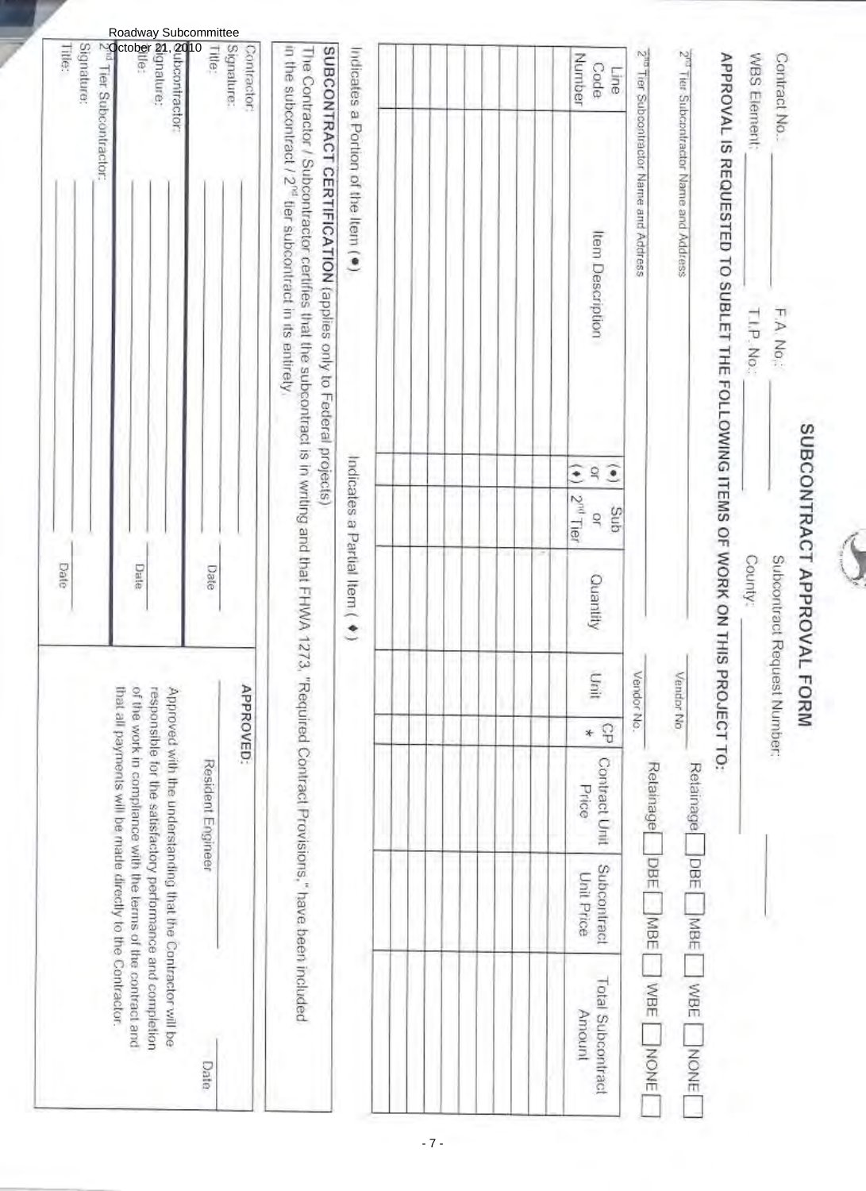# SUBCONTRACT APPROVAL FORM

Contract No.: ______ F.A. No.: ______ Subcontract Request Number: ______

WBS Element: ______ T.I.P. No.: ______ County: ______

**APPROVAL IS REQUESTED TO SUBLET THE FOLLOWING ITEMS OF WORK ON THIS PROJECT TO:**

2nd Tier Subcontractor Name and Address ______ Vendor No ______ Retainage ☐ DBE ☐ MBE ☐ WBE ☐ NONE ☐

2nd Tier Subcontractor Name and Address ______ Vendor No. ______ Retainage ☐ DBE ☐ MBE ☐ WBE ☐ NONE ☐

| Line Code Number | Item Description | (•) or (♦) | Sub or 2nd Tier | Quantity | Unit | CP * | Contract Unit Price | Subcontract Unit Price | Total Subcontract Amount |
|---|---|---|---|---|---|---|---|---|---|
| | | | | | | | | | |
| | | | | | | | | | |
| | | | | | | | | | |
| | | | | | | | | | |
| | | | | | | | | | |
| | | | | | | | | | |
| | | | | | | | | | |
| | | | | | | | | | |
| | | | | | | | | | |
| | | | | | | | | | |

Indicates a Portion of the Item (•) Indicates a Partial Item (♦)

**SUBCONTRACT CERTIFICATION** (applies only to Federal projects)

The Contractor / Subcontractor certifies that the subcontract is in writing and that FHWA 1273, "Required Contract Provisions," have been included in the subcontract / 2nd tier subcontract in its entirety.

Contractor: ______
Signature: ______
Title: ______ Date ______

Subcontractor: ______
Signature: ______
Title: ______ Date ______

2nd Tier Subcontractor: ______
Signature: ______
Title: ______ Date ______

**APPROVED:**

______ Resident Engineer ______ Date

Approved with the understanding that the Contractor will be responsible for the satisfactory performance and completion of the work in compliance with the terms of the contract and that all payments will be made directly to the Contractor.